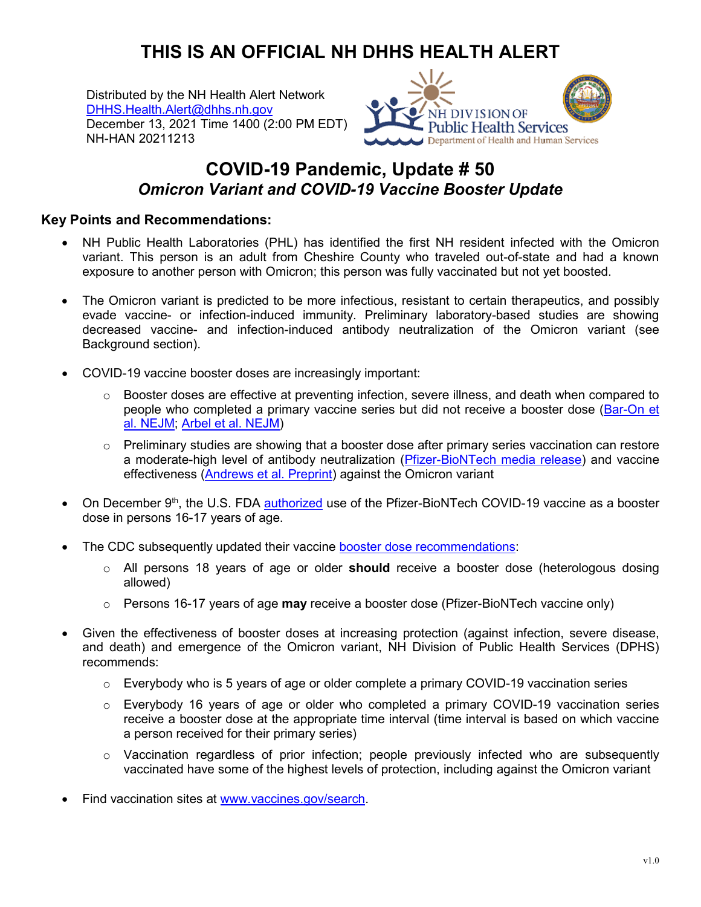# THIS IS AN OFFICIAL NH DHHS HEALTH ALERT

Distributed by the NH Health Alert Network
DHHS.Health.Alert@dhhs.nh.gov
December 13, 2021 Time 1400 (2:00 PM EDT)
NH-HAN 20211213

NH DIVISION OF Public Health Services
Department of Health and Human Services

## COVID-19 Pandemic, Update # 50

### *Omicron Variant and COVID-19 Vaccine Booster Update*

**Key Points and Recommendations:**

- NH Public Health Laboratories (PHL) has identified the first NH resident infected with the Omicron variant. This person is an adult from Cheshire County who traveled out-of-state and had a known exposure to another person with Omicron; this person was fully vaccinated but not yet boosted.

- The Omicron variant is predicted to be more infectious, resistant to certain therapeutics, and possibly evade vaccine- or infection-induced immunity. Preliminary laboratory-based studies are showing decreased vaccine- and infection-induced antibody neutralization of the Omicron variant (see Background section).

- COVID-19 vaccine booster doses are increasingly important:
  - Booster doses are effective at preventing infection, severe illness, and death when compared to people who completed a primary vaccine series but did not receive a booster dose (Bar-On et al. NEJM; Arbel et al. NEJM)
  - Preliminary studies are showing that a booster dose after primary series vaccination can restore a moderate-high level of antibody neutralization (Pfizer-BioNTech media release) and vaccine effectiveness (Andrews et al. Preprint) against the Omicron variant

- On December 9th, the U.S. FDA authorized use of the Pfizer-BioNTech COVID-19 vaccine as a booster dose in persons 16-17 years of age.

- The CDC subsequently updated their vaccine booster dose recommendations:
  - All persons 18 years of age or older **should** receive a booster dose (heterologous dosing allowed)
  - Persons 16-17 years of age **may** receive a booster dose (Pfizer-BioNTech vaccine only)

- Given the effectiveness of booster doses at increasing protection (against infection, severe disease, and death) and emergence of the Omicron variant, NH Division of Public Health Services (DPHS) recommends:
  - Everybody who is 5 years of age or older complete a primary COVID-19 vaccination series
  - Everybody 16 years of age or older who completed a primary COVID-19 vaccination series receive a booster dose at the appropriate time interval (time interval is based on which vaccine a person received for their primary series)
  - Vaccination regardless of prior infection; people previously infected who are subsequently vaccinated have some of the highest levels of protection, including against the Omicron variant

- Find vaccination sites at www.vaccines.gov/search.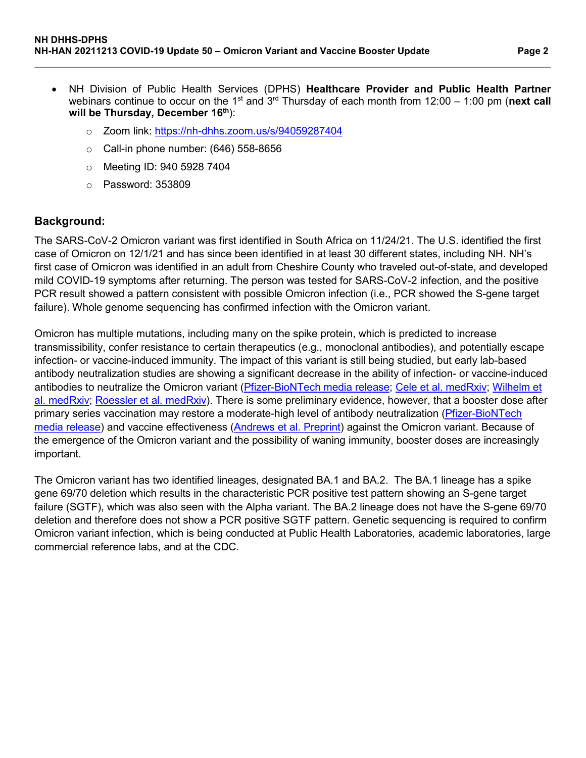- NH Division of Public Health Services (DPHS) **Healthcare Provider and Public Health Partner** webinars continue to occur on the 1st and 3rd Thursday of each month from 12:00 – 1:00 pm (**next call will be Thursday, December 16th**):
  - Zoom link: [https://nh-dhhs.zoom.us/s/94059287404](https://nh-dhhs.zoom.us/s/94059287404)
  - Call-in phone number: (646) 558-8656
  - Meeting ID: 940 5928 7404
  - Password: 353809

## Background:

The SARS-CoV-2 Omicron variant was first identified in South Africa on 11/24/21. The U.S. identified the first case of Omicron on 12/1/21 and has since been identified in at least 30 different states, including NH. NH's first case of Omicron was identified in an adult from Cheshire County who traveled out-of-state, and developed mild COVID-19 symptoms after returning. The person was tested for SARS-CoV-2 infection, and the positive PCR result showed a pattern consistent with possible Omicron infection (i.e., PCR showed the S-gene target failure). Whole genome sequencing has confirmed infection with the Omicron variant.

Omicron has multiple mutations, including many on the spike protein, which is predicted to increase transmissibility, confer resistance to certain therapeutics (e.g., monoclonal antibodies), and potentially escape infection- or vaccine-induced immunity. The impact of this variant is still being studied, but early lab-based antibody neutralization studies are showing a significant decrease in the ability of infection- or vaccine-induced antibodies to neutralize the Omicron variant (Pfizer-BioNTech media release; Cele et al. medRxiv; Wilhelm et al. medRxiv; Roessler et al. medRxiv). There is some preliminary evidence, however, that a booster dose after primary series vaccination may restore a moderate-high level of antibody neutralization (Pfizer-BioNTech media release) and vaccine effectiveness (Andrews et al. Preprint) against the Omicron variant. Because of the emergence of the Omicron variant and the possibility of waning immunity, booster doses are increasingly important.

The Omicron variant has two identified lineages, designated BA.1 and BA.2. The BA.1 lineage has a spike gene 69/70 deletion which results in the characteristic PCR positive test pattern showing an S-gene target failure (SGTF), which was also seen with the Alpha variant. The BA.2 lineage does not have the S-gene 69/70 deletion and therefore does not show a PCR positive SGTF pattern. Genetic sequencing is required to confirm Omicron variant infection, which is being conducted at Public Health Laboratories, academic laboratories, large commercial reference labs, and at the CDC.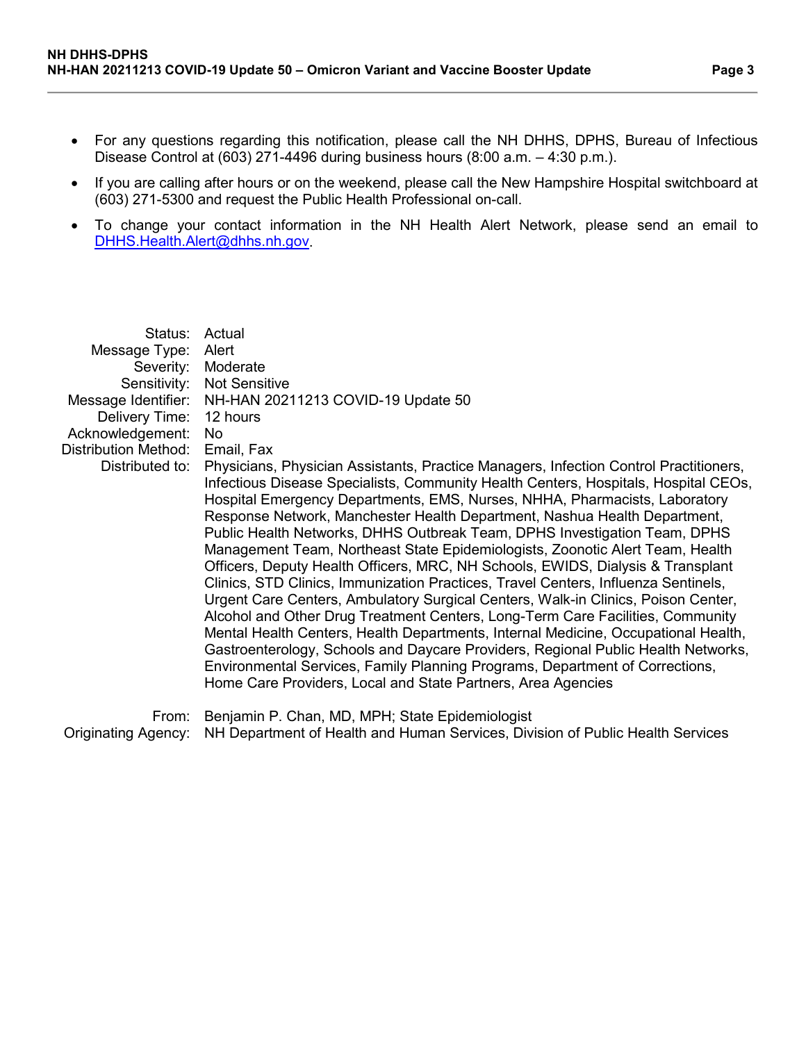- For any questions regarding this notification, please call the NH DHHS, DPHS, Bureau of Infectious Disease Control at (603) 271-4496 during business hours (8:00 a.m. – 4:30 p.m.).
- If you are calling after hours or on the weekend, please call the New Hampshire Hospital switchboard at (603) 271-5300 and request the Public Health Professional on-call.
- To change your contact information in the NH Health Alert Network, please send an email to DHHS.Health.Alert@dhhs.nh.gov.

| | |
|---|---|
| Status: | Actual |
| Message Type: | Alert |
| Severity: | Moderate |
| Sensitivity: | Not Sensitive |
| Message Identifier: | NH-HAN 20211213 COVID-19 Update 50 |
| Delivery Time: | 12 hours |
| Acknowledgement: | No |
| Distribution Method: | Email, Fax |
| Distributed to: | Physicians, Physician Assistants, Practice Managers, Infection Control Practitioners, Infectious Disease Specialists, Community Health Centers, Hospitals, Hospital CEOs, Hospital Emergency Departments, EMS, Nurses, NHHA, Pharmacists, Laboratory Response Network, Manchester Health Department, Nashua Health Department, Public Health Networks, DHHS Outbreak Team, DPHS Investigation Team, DPHS Management Team, Northeast State Epidemiologists, Zoonotic Alert Team, Health Officers, Deputy Health Officers, MRC, NH Schools, EWIDS, Dialysis & Transplant Clinics, STD Clinics, Immunization Practices, Travel Centers, Influenza Sentinels, Urgent Care Centers, Ambulatory Surgical Centers, Walk-in Clinics, Poison Center, Alcohol and Other Drug Treatment Centers, Long-Term Care Facilities, Community Mental Health Centers, Health Departments, Internal Medicine, Occupational Health, Gastroenterology, Schools and Daycare Providers, Regional Public Health Networks, Environmental Services, Family Planning Programs, Department of Corrections, Home Care Providers, Local and State Partners, Area Agencies |
| From: | Benjamin P. Chan, MD, MPH; State Epidemiologist |
| Originating Agency: | NH Department of Health and Human Services, Division of Public Health Services |